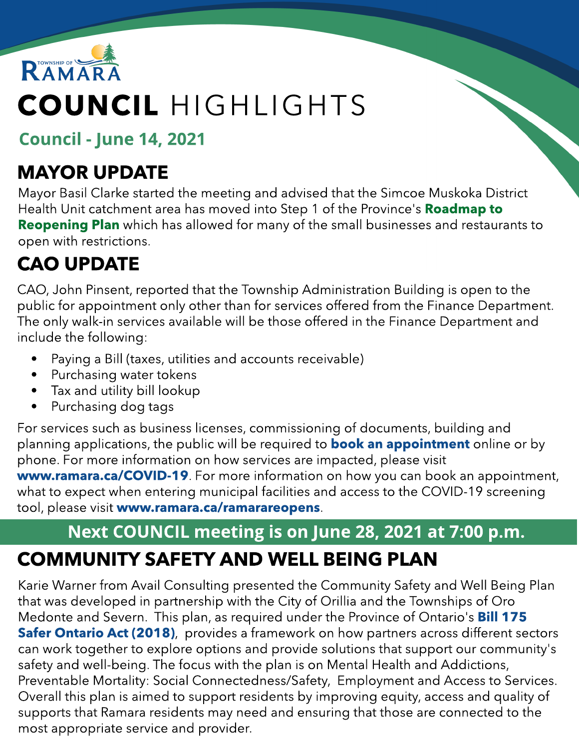Township of RAMARA

# COUNCIL HIGHLIGHTS

**Council - June 14, 2021**

## MAYOR UPDATE

Mayor Basil Clarke started the meeting and advised that the Simcoe Muskoka District Health Unit catchment area has moved into Step 1 of the Province's **Roadmap to Reopening Plan** which has allowed for many of the small businesses and restaurants to open with restrictions.

## CAO UPDATE

CAO, John Pinsent, reported that the Township Administration Building is open to the public for appointment only other than for services offered from the Finance Department. The only walk-in services available will be those offered in the Finance Department and include the following:

- Paying a Bill (taxes, utilities and accounts receivable)
- Purchasing water tokens
- Tax and utility bill lookup
- Purchasing dog tags

For services such as business licenses, commissioning of documents, building and planning applications, the public will be required to **book an appointment** online or by phone. For more information on how services are impacted, please visit **www.ramara.ca/COVID-19**. For more information on how you can book an appointment, what to expect when entering municipal facilities and access to the COVID-19 screening tool, please visit **www.ramara.ca/ramarareopens**.

**Next COUNCIL meeting is on June 28, 2021 at 7:00 p.m.**

## COMMUNITY SAFETY AND WELL BEING PLAN

Karie Warner from Avail Consulting presented the Community Safety and Well Being Plan that was developed in partnership with the City of Orillia and the Townships of Oro Medonte and Severn. This plan, as required under the Province of Ontario's **Bill 175 Safer Ontario Act (2018)**, provides a framework on how partners across different sectors can work together to explore options and provide solutions that support our community's safety and well-being. The focus with the plan is on Mental Health and Addictions, Preventable Mortality: Social Connectedness/Safety, Employment and Access to Services. Overall this plan is aimed to support residents by improving equity, access and quality of supports that Ramara residents may need and ensuring that those are connected to the most appropriate service and provider.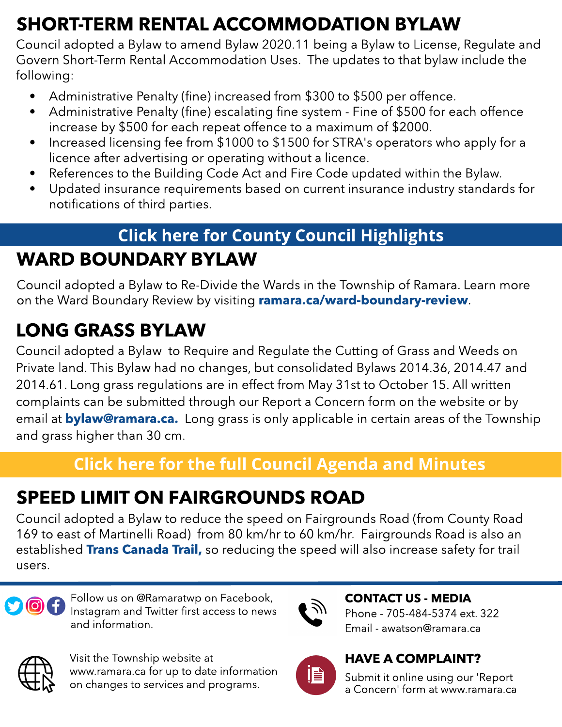## SHORT-TERM RENTAL ACCOMMODATION BYLAW

Council adopted a Bylaw to amend Bylaw 2020.11 being a Bylaw to License, Regulate and Govern Short-Term Rental Accommodation Uses. The updates to that bylaw include the following:

- Administrative Penalty (fine) increased from $300 to $500 per offence.
- Administrative Penalty (fine) escalating fine system - Fine of $500 for each offence increase by $500 for each repeat offence to a maximum of $2000.
- Increased licensing fee from $1000 to $1500 for STRA's operators who apply for a licence after advertising or operating without a licence.
- References to the Building Code Act and Fire Code updated within the Bylaw.
- Updated insurance requirements based on current insurance industry standards for notifications of third parties.

**Click here for County Council Highlights**

## WARD BOUNDARY BYLAW

Council adopted a Bylaw to Re-Divide the Wards in the Township of Ramara. Learn more on the Ward Boundary Review by visiting **ramara.ca/ward-boundary-review**.

## LONG GRASS BYLAW

Council adopted a Bylaw to Require and Regulate the Cutting of Grass and Weeds on Private land. This Bylaw had no changes, but consolidated Bylaws 2014.36, 2014.47 and 2014.61. Long grass regulations are in effect from May 31st to October 15. All written complaints can be submitted through our Report a Concern form on the website or by email at **bylaw@ramara.ca.** Long grass is only applicable in certain areas of the Township and grass higher than 30 cm.

**Click here for the full Council Agenda and Minutes**

## SPEED LIMIT ON FAIRGROUNDS ROAD

Council adopted a Bylaw to reduce the speed on Fairgrounds Road (from County Road 169 to east of Martinelli Road) from 80 km/hr to 60 km/hr. Fairgrounds Road is also an established **Trans Canada Trail,** so reducing the speed will also increase safety for trail users.

Follow us on @Ramaratwp on Facebook, Instagram and Twitter first access to news and information.

Visit the Township website at www.ramara.ca for up to date information on changes to services and programs.

**CONTACT US - MEDIA**

Phone - 705-484-5374 ext. 322

Email - awatson@ramara.ca

**HAVE A COMPLAINT?**

Submit it online using our 'Report a Concern' form at www.ramara.ca